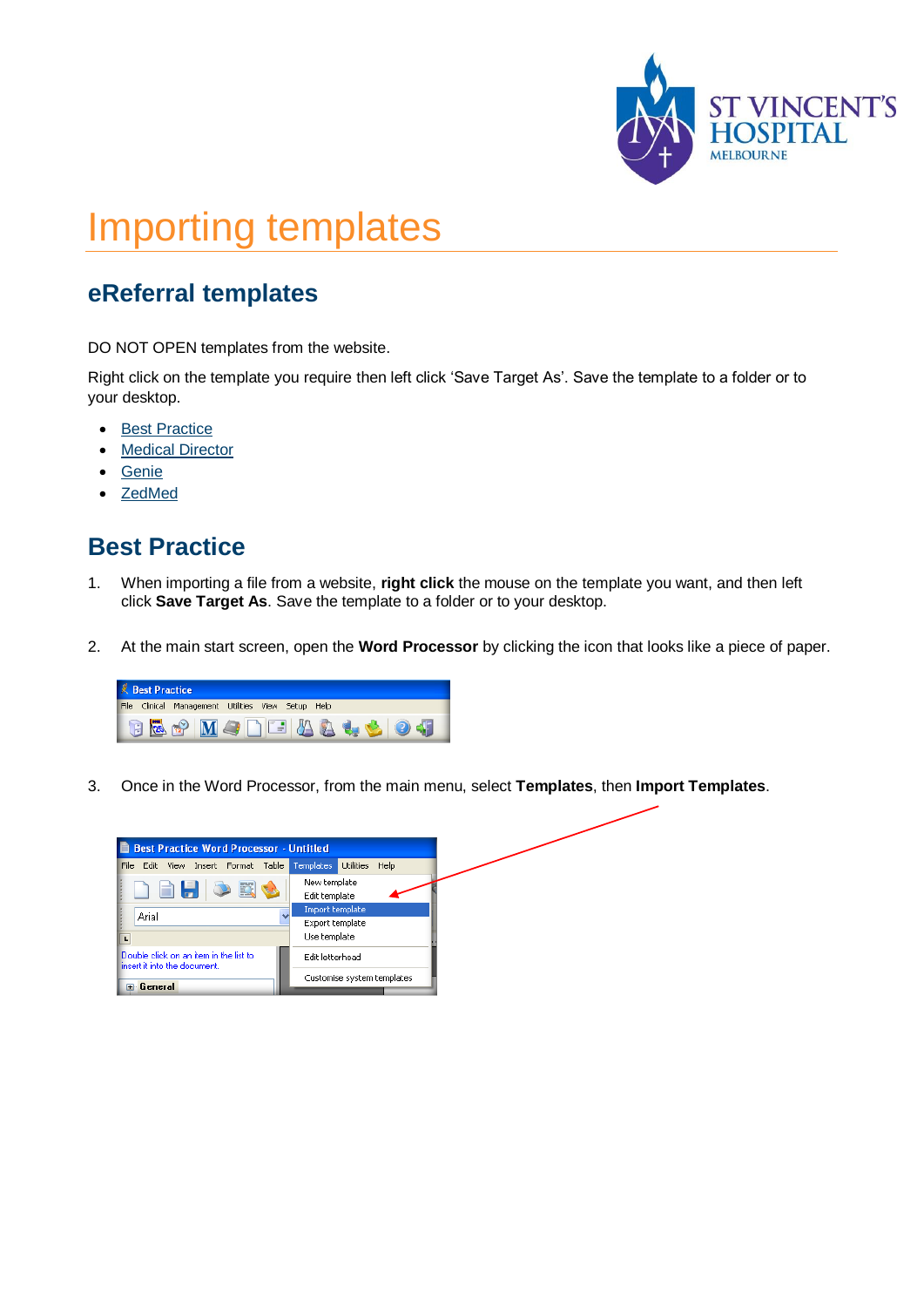# Importing templates

## eReferral templates

DO NOT OPEN templates from the website.

Right click on the template you require then left click 'Save Target As'. Save the template to a folder or to your desktop.

- Best Practice
- Medical Director
- Genie
- ZedMed

## Best Practice

1. When importing a file from a website, **right click** the mouse on the template you want, and then left click **Save Target As**. Save the template to a folder or to your desktop.

2. At the main start screen, open the **Word Processor** by clicking the icon that looks like a piece of paper.

3. Once in the Word Processor, from the main menu, select **Templates**, then **Import Templates**.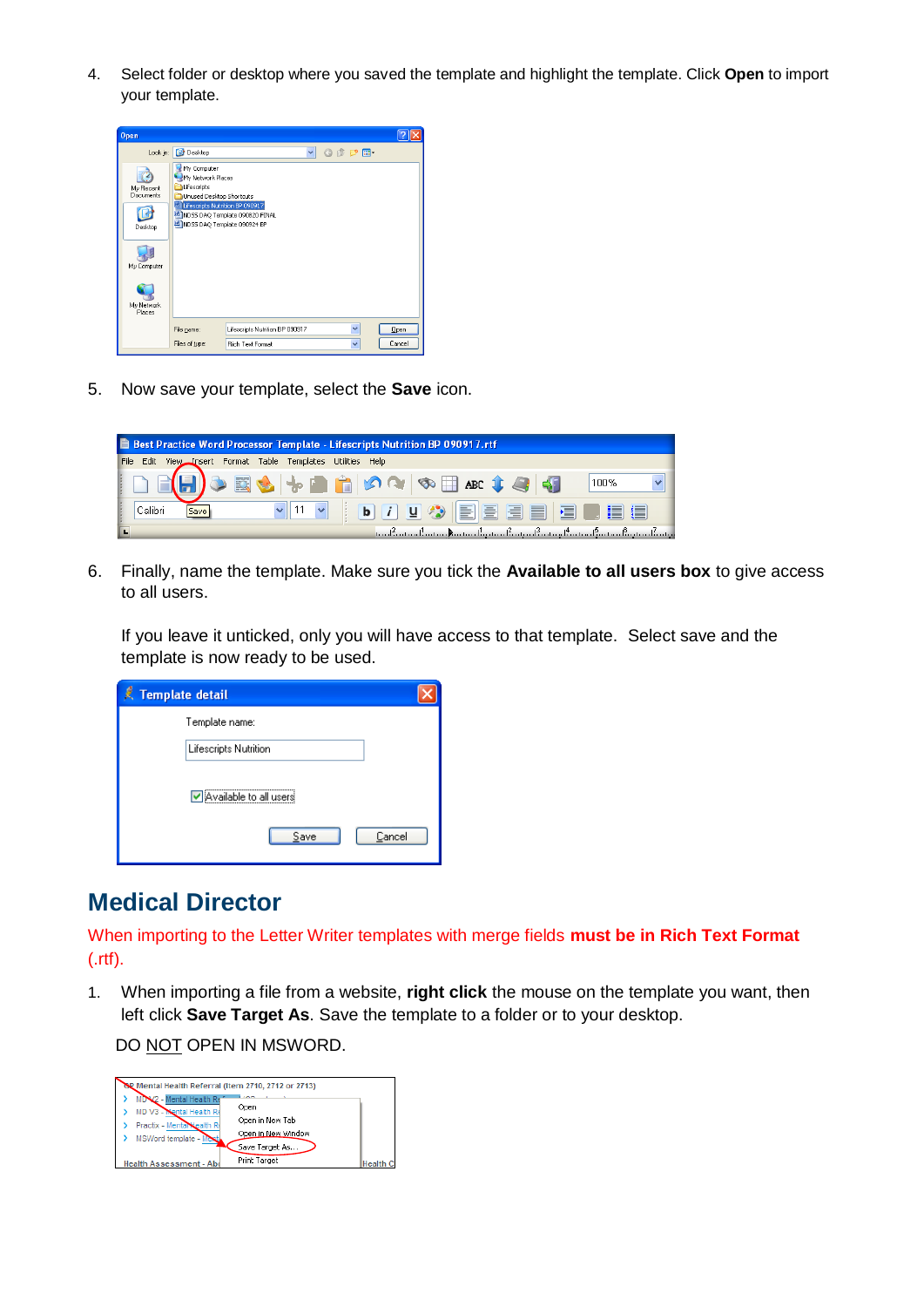4. Select folder or desktop where you saved the template and highlight the template. Click **Open** to import your template.

5. Now save your template, select the **Save** icon.

6. Finally, name the template. Make sure you tick the **Available to all users box** to give access to all users.

   If you leave it unticked, only you will have access to that template. Select save and the template is now ready to be used.

## Medical Director

When importing to the Letter Writer templates with merge fields **must be in Rich Text Format** (.rtf).

1. When importing a file from a website, **right click** the mouse on the template you want, then left click **Save Target As**. Save the template to a folder or to your desktop.

DO NOT OPEN IN MSWORD.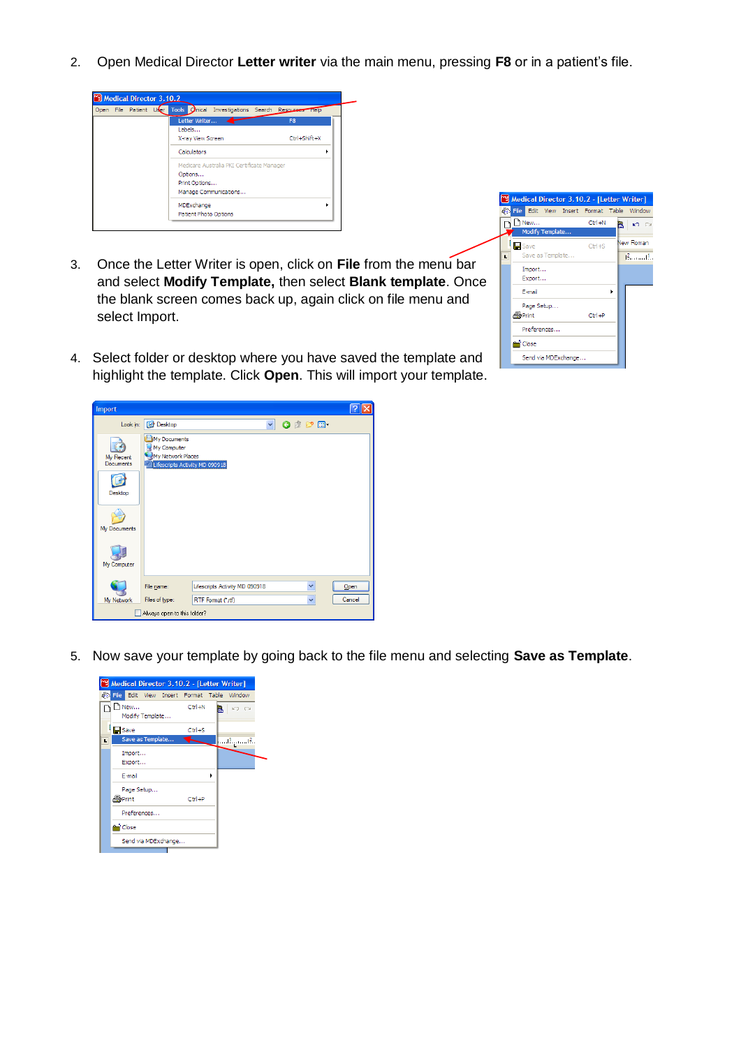2. Open Medical Director **Letter writer** via the main menu, pressing **F8** or in a patient's file.

3. Once the Letter Writer is open, click on **File** from the menu bar and select **Modify Template,** then select **Blank template**. Once the blank screen comes back up, again click on file menu and select Import.

4. Select folder or desktop where you have saved the template and highlight the template. Click **Open**. This will import your template.

5. Now save your template by going back to the file menu and selecting **Save as Template**.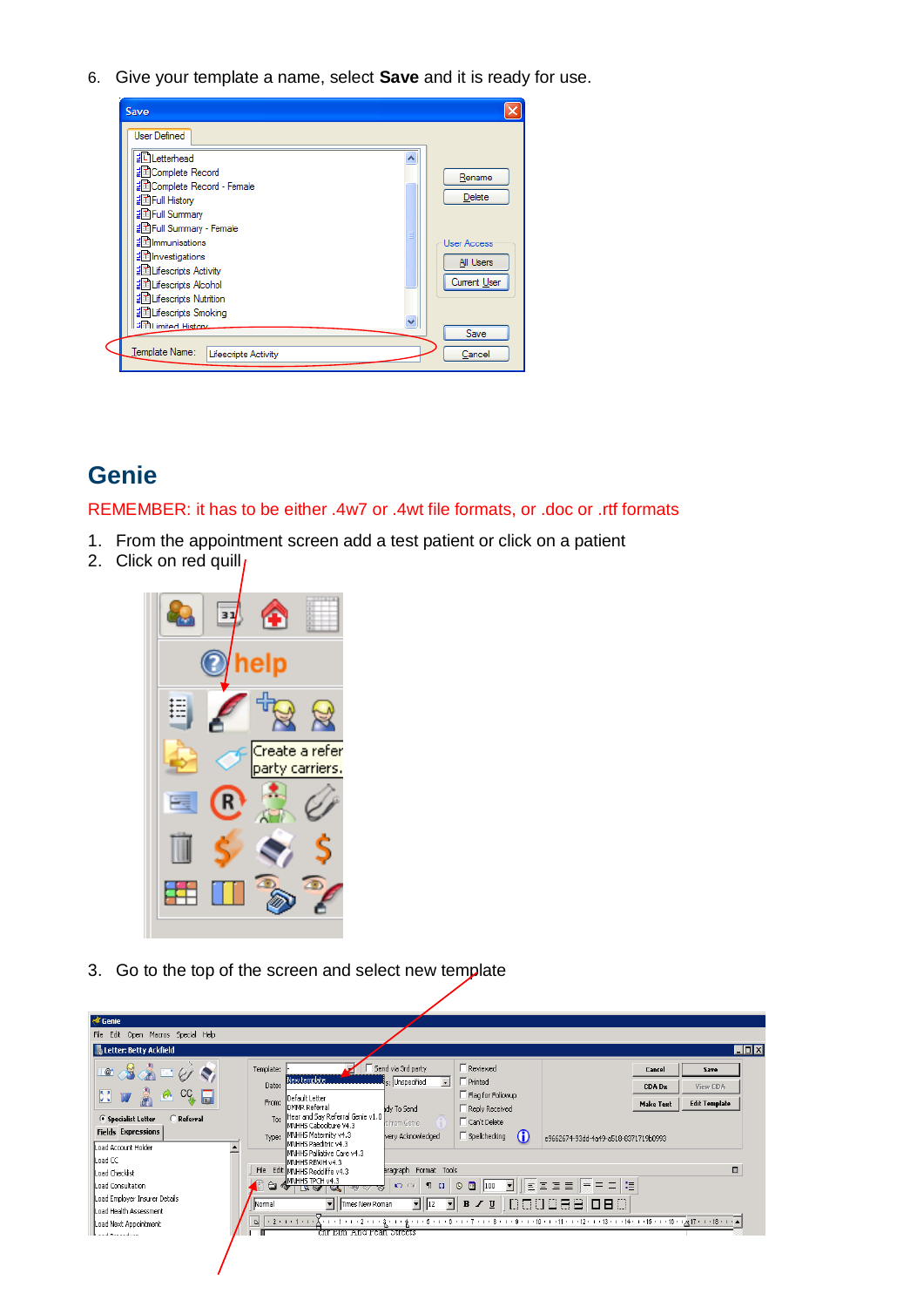6. Give your template a name, select **Save** and it is ready for use.

## Genie

REMEMBER: it has to be either .4w7 or .4wt file formats, or .doc or .rtf formats

1. From the appointment screen add a test patient or click on a patient
2. Click on red quill

3. Go to the top of the screen and select new template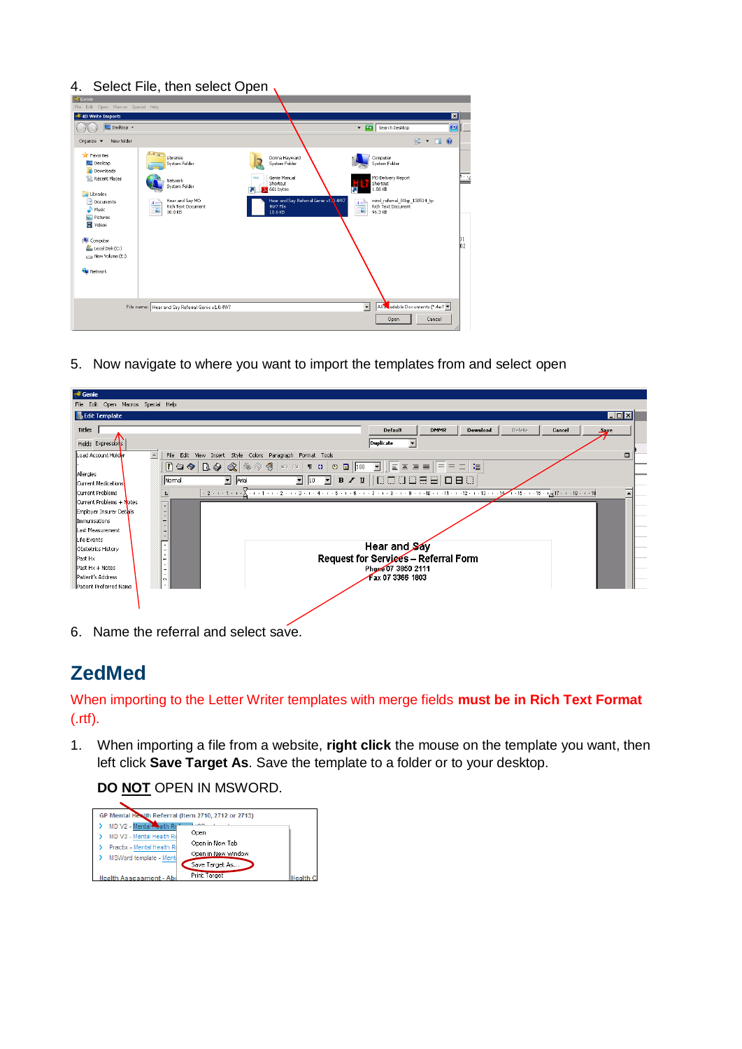4. Select File, then select Open

5. Now navigate to where you want to import the templates from and select open

6. Name the referral and select save.

## ZedMed

When importing to the Letter Writer templates with merge fields **must be in Rich Text Format** (.rtf).

1. When importing a file from a website, **right click** the mouse on the template you want, then left click **Save Target As**. Save the template to a folder or to your desktop.

   **DO NOT** OPEN IN MSWORD.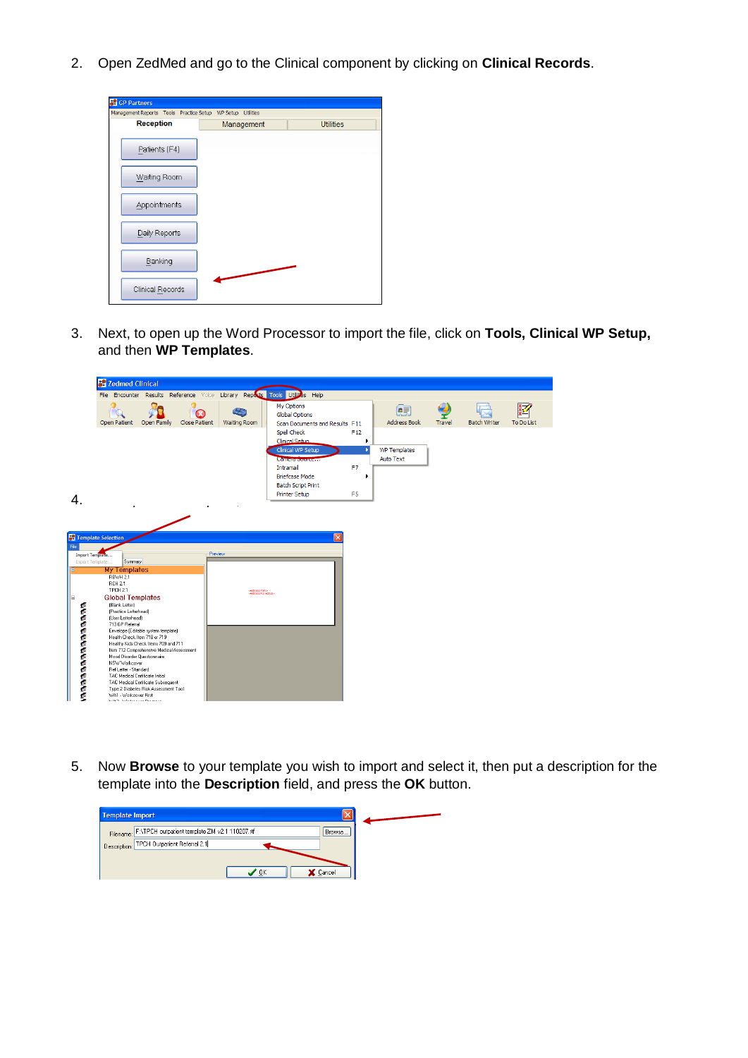2. Open ZedMed and go to the Clinical component by clicking on **Clinical Records**.

3. Next, to open up the Word Processor to import the file, click on **Tools, Clinical WP Setup,** and then **WP Templates**.

4.

5. Now **Browse** to your template you wish to import and select it, then put a description for the template into the **Description** field, and press the **OK** button.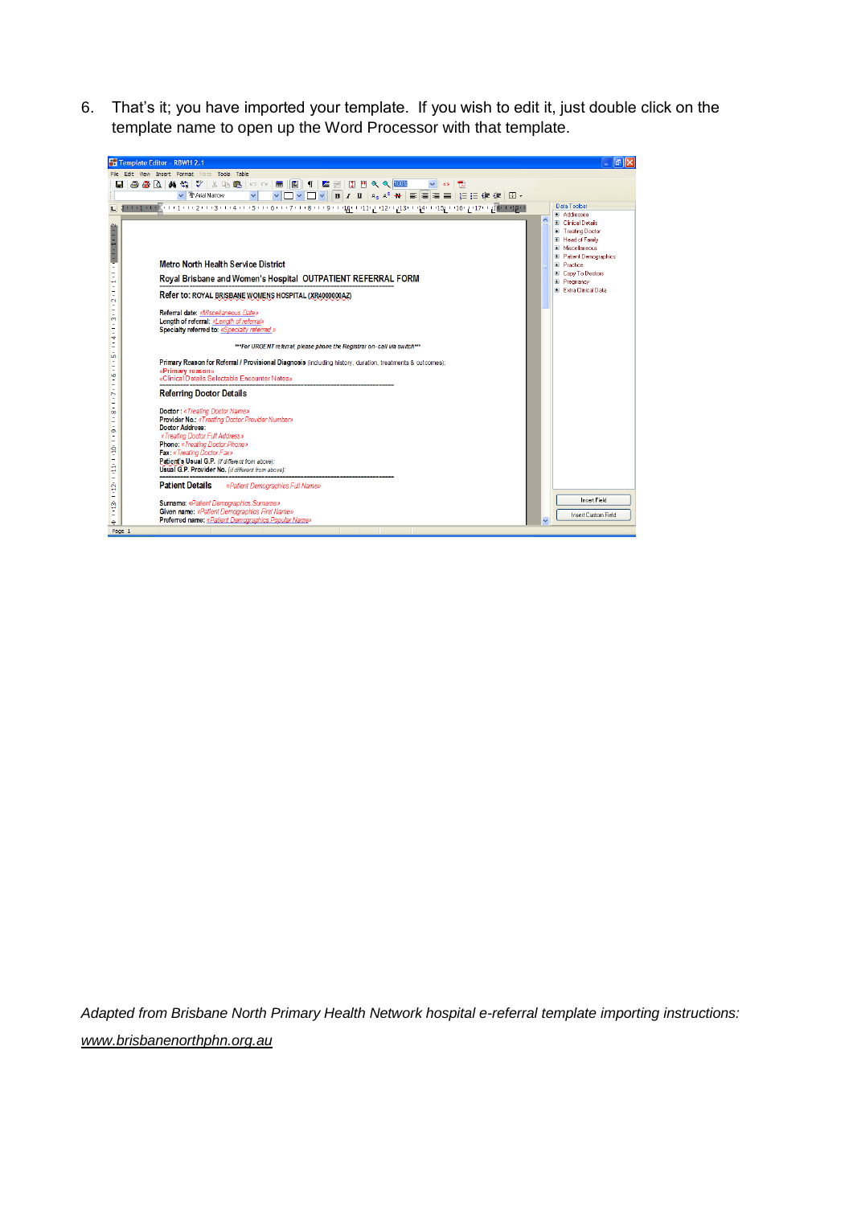6. That's it; you have imported your template. If you wish to edit it, just double click on the template name to open up the Word Processor with that template.

*Adapted from Brisbane North Primary Health Network hospital e-referral template importing instructions:* *www.brisbanenorthphn.org.au*